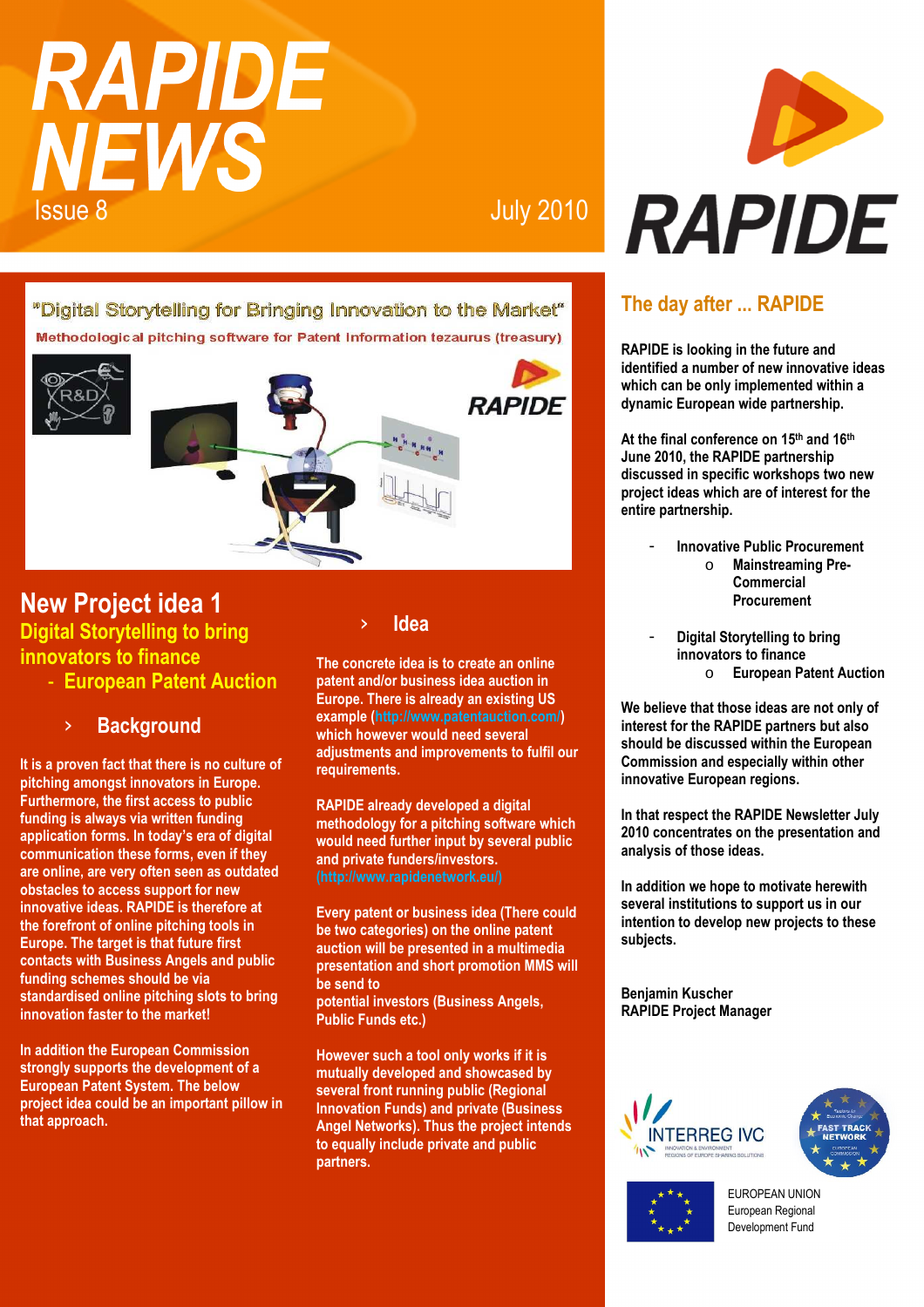# RAPIDE NEWS

Issue 8

July 2010

"Digital Storytelling for Bringing Innovation to the Market"

Methodological pitching software for Patent Information tezaurus (treasury)

## New Project idea 1

### Digital Storytelling to bring innovators to finance

### - European Patent Auction

#### › Background

**It is a proven fact that there is no culture of pitching amongst innovators in Europe. Furthermore, the first access to public funding is always via written funding application forms. In today's era of digital communication these forms, even if they are online, are very often seen as outdated obstacles to access support for new innovative ideas. RAPIDE is therefore at the forefront of online pitching tools in Europe. The target is that future first contacts with Business Angels and public funding schemes should be via standardised online pitching slots to bring innovation faster to the market!**

**In addition the European Commission strongly supports the development of a European Patent System. The below project idea could be an important pillow in that approach.**

#### › Idea

**The concrete idea is to create an online patent and/or business idea auction in Europe. There is already an existing US example (http://www.patentauction.com/) which however would need several adjustments and improvements to fulfil our requirements.**

**RAPIDE already developed a digital methodology for a pitching software which would need further input by several public and private funders/investors. (http://www.rapidenetwork.eu/)**

**Every patent or business idea (There could be two categories) on the online patent auction will be presented in a multimedia presentation and short promotion MMS will be send to potential investors (Business Angels, Public Funds etc.)**

**However such a tool only works if it is mutually developed and showcased by several front running public (Regional Innovation Funds) and private (Business Angel Networks). Thus the project intends to equally include private and public partners.**

## The day after ... RAPIDE

**RAPIDE is looking in the future and identified a number of new innovative ideas which can be only implemented within a dynamic European wide partnership.**

**At the final conference on 15th and 16th June 2010, the RAPIDE partnership discussed in specific workshops two new project ideas which are of interest for the entire partnership.**

- **Innovative Public Procurement**
  - **Mainstreaming Pre-Commercial Procurement**
- **Digital Storytelling to bring innovators to finance**
  - **European Patent Auction**

**We believe that those ideas are not only of interest for the RAPIDE partners but also should be discussed within the European Commission and especially within other innovative European regions.**

**In that respect the RAPIDE Newsletter July 2010 concentrates on the presentation and analysis of those ideas.**

**In addition we hope to motivate herewith several institutions to support us in our intention to develop new projects to these subjects.**

**Benjamin Kuscher**
**RAPIDE Project Manager**

EUROPEAN UNION
European Regional Development Fund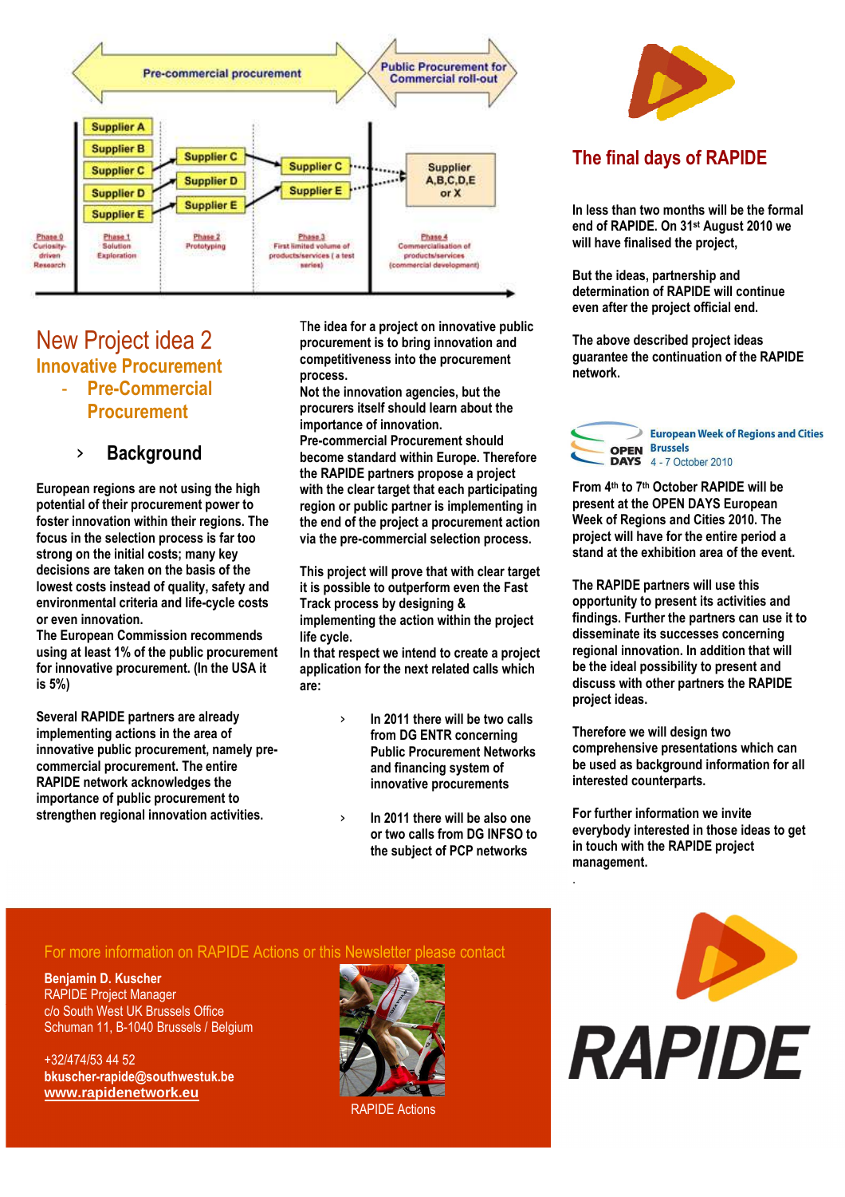Pre-commercial procurement

Public Procurement for Commercial roll-out

Supplier A
Supplier B
Supplier C
Supplier D
Supplier E

Supplier C
Supplier D
Supplier E

Supplier C
Supplier E

Supplier A,B,C,D,E or X

Phase 0 Curiosity-driven Research

Phase 1 Solution Exploration

Phase 2 Prototyping

Phase 3 First limited volume of products/services ( a test series)

Phase 4 Commercialisation of products/services (commercial development)

# New Project idea 2

## Innovative Procurement

## - Pre-Commercial Procurement

### › Background

European regions are not using the high potential of their procurement power to foster innovation within their regions. The focus in the selection process is far too strong on the initial costs; many key decisions are taken on the basis of the lowest costs instead of quality, safety and environmental criteria and life-cycle costs or even innovation.
The European Commission recommends using at least 1% of the public procurement for innovative procurement. (In the USA it is 5%)

Several RAPIDE partners are already implementing actions in the area of innovative public procurement, namely pre-commercial procurement. The entire RAPIDE network acknowledges the importance of public procurement to strengthen regional innovation activities.

The idea for a project on innovative public procurement is to bring innovation and competitiveness into the procurement process.
Not the innovation agencies, but the procurers itself should learn about the importance of innovation.
Pre-commercial Procurement should become standard within Europe. Therefore the RAPIDE partners propose a project with the clear target that each participating region or public partner is implementing in the end of the project a procurement action via the pre-commercial selection process.

This project will prove that with clear target it is possible to outperform even the Fast Track process by designing & implementing the action within the project life cycle.
In that respect we intend to create a project application for the next related calls which are:

- In 2011 there will be two calls from DG ENTR concerning Public Procurement Networks and financing system of innovative procurements
- In 2011 there will be also one or two calls from DG INFSO to the subject of PCP networks

## The final days of RAPIDE

In less than two months will be the formal end of RAPIDE. On 31st August 2010 we will have finalised the project,

But the ideas, partnership and determination of RAPIDE will continue even after the project official end.

The above described project ideas guarantee the continuation of the RAPIDE network.

OPEN DAYS — European Week of Regions and Cities — Brussels 4 - 7 October 2010

From 4th to 7th October RAPIDE will be present at the OPEN DAYS European Week of Regions and Cities 2010. The project will have for the entire period a stand at the exhibition area of the event.

The RAPIDE partners will use this opportunity to present its activities and findings. Further the partners can use it to disseminate its successes concerning regional innovation. In addition that will be the ideal possibility to present and discuss with other partners the RAPIDE project ideas.

Therefore we will design two comprehensive presentations which can be used as background information for all interested counterparts.

For further information we invite everybody interested in those ideas to get in touch with the RAPIDE project management.

For more information on RAPIDE Actions or this Newsletter please contact

**Benjamin D. Kuscher**
RAPIDE Project Manager
c/o South West UK Brussels Office
Schuman 11, B-1040 Brussels / Belgium

+32/474/53 44 52
**bkuscher-rapide@southwestuk.be**
**www.rapidenetwork.eu**

RAPIDE Actions

RAPIDE